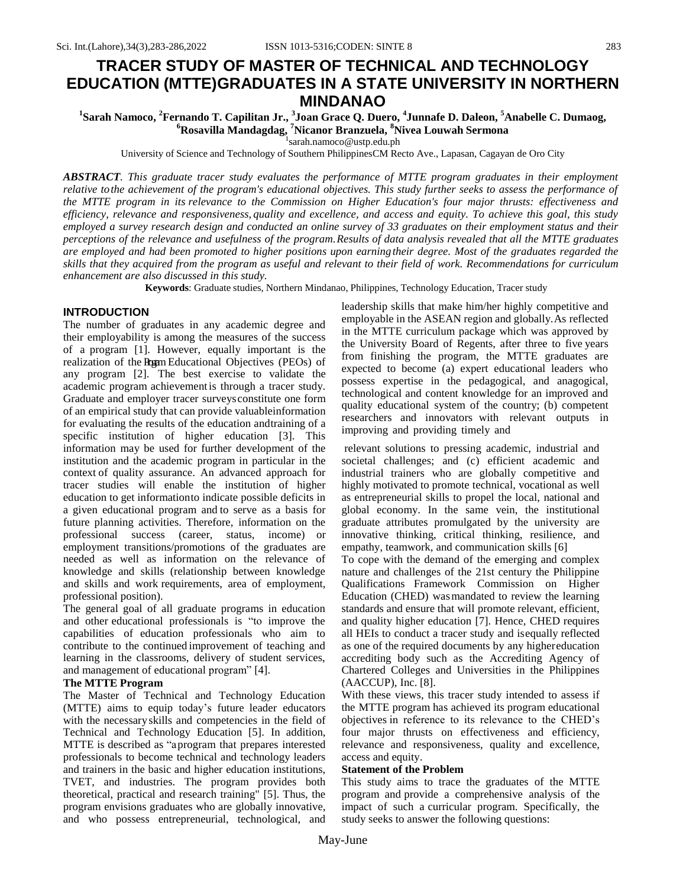# TRACER STUDY OF MASTER OF TECHNICAL AND TECHNOLOGY EDUCATION (MTTE)GRADUATES IN A STATE UNIVERSITY IN NORTHERN MINDANAO

**[1]Sarah Namoco, [2]Fernando T. Capilitan Jr., [3]Joan Grace Q. Duero, [4]Junnafe D. Daleon, [5]Anabelle C. Dumaog, [6]Rosavilla Mandadgag, [7]Nicanor Branzuela, [8]Nivea Louwah Sermona**

[1]sarah.namoco@ustp.edu.ph

University of Science and Technology of Southern PhilippinesCM Recto Ave., Lapasan, Cagayan de Oro City

***ABSTRACT**. This graduate tracer study evaluates the performance of MTTE program graduates in their employment relative to the achievement of the program's educational objectives. This study further seeks to assess the performance of the MTTE program in its relevance to the Commission on Higher Education's four major thrusts: effectiveness and efficiency, relevance and responsiveness, quality and excellence, and access and equity. To achieve this goal, this study employed a survey research design and conducted an online survey of 33 graduates on their employment status and their perceptions of the relevance and usefulness of the program. Results of data analysis revealed that all the MTTE graduates are employed and had been promoted to higher positions upon earning their degree. Most of the graduates regarded the skills that they acquired from the program as useful and relevant to their field of work. Recommendations for curriculum enhancement are also discussed in this study.*

**Keywords**: Graduate studies, Northern Mindanao, Philippines, Technology Education, Tracer study

## INTRODUCTION

The number of graduates in any academic degree and their employability is among the measures of the success of a program [1]. However, equally important is the realization of the Program Educational Objectives (PEOs) of any program [2]. The best exercise to validate the academic program achievement is through a tracer study. Graduate and employer tracer surveys constitute one form of an empirical study that can provide valuable information for evaluating the results of the education and training of a specific institution of higher education [3]. This information may be used for further development of the institution and the academic program in particular in the context of quality assurance. An advanced approach for tracer studies will enable the institution of higher education to get information to indicate possible deficits in a given educational program and to serve as a basis for future planning activities. Therefore, information on the professional success (career, status, income) or employment transitions/promotions of the graduates are needed as well as information on the relevance of knowledge and skills (relationship between knowledge and skills and work requirements, area of employment, professional position).

The general goal of all graduate programs in education and other educational professionals is "to improve the capabilities of education professionals who aim to contribute to the continued improvement of teaching and learning in the classrooms, delivery of student services, and management of educational program" [4].

### The MTTE Program

The Master of Technical and Technology Education (MTTE) aims to equip today's future leader educators with the necessary skills and competencies in the field of Technical and Technology Education [5]. In addition, MTTE is described as "a program that prepares interested professionals to become technical and technology leaders and trainers in the basic and higher education institutions, TVET, and industries. The program provides both theoretical, practical and research training" [5]. Thus, the program envisions graduates who are globally innovative, and who possess entrepreneurial, technological, and leadership skills that make him/her highly competitive and employable in the ASEAN region and globally. As reflected in the MTTE curriculum package which was approved by the University Board of Regents, after three to five years from finishing the program, the MTTE graduates are expected to become (a) expert educational leaders who possess expertise in the pedagogical, and anagogical, technological and content knowledge for an improved and quality educational system of the country; (b) competent researchers and innovators with relevant outputs in improving and providing timely and relevant solutions to pressing academic, industrial and societal challenges; and (c) efficient academic and industrial trainers who are globally competitive and highly motivated to promote technical, vocational as well as entrepreneurial skills to propel the local, national and global economy. In the same vein, the institutional graduate attributes promulgated by the university are innovative thinking, critical thinking, resilience, and empathy, teamwork, and communication skills [6]

To cope with the demand of the emerging and complex nature and challenges of the 21st century the Philippine Qualifications Framework Commission on Higher Education (CHED) was mandated to review the learning standards and ensure that will promote relevant, efficient, and quality higher education [7]. Hence, CHED requires all HEIs to conduct a tracer study and is equally reflected as one of the required documents by any higher education accrediting body such as the Accrediting Agency of Chartered Colleges and Universities in the Philippines (AACCUP), Inc. [8].

With these views, this tracer study intended to assess if the MTTE program has achieved its program educational objectives in reference to its relevance to the CHED's four major thrusts on effectiveness and efficiency, relevance and responsiveness, quality and excellence, access and equity.

### Statement of the Problem

This study aims to trace the graduates of the MTTE program and provide a comprehensive analysis of the impact of such a curricular program. Specifically, the study seeks to answer the following questions: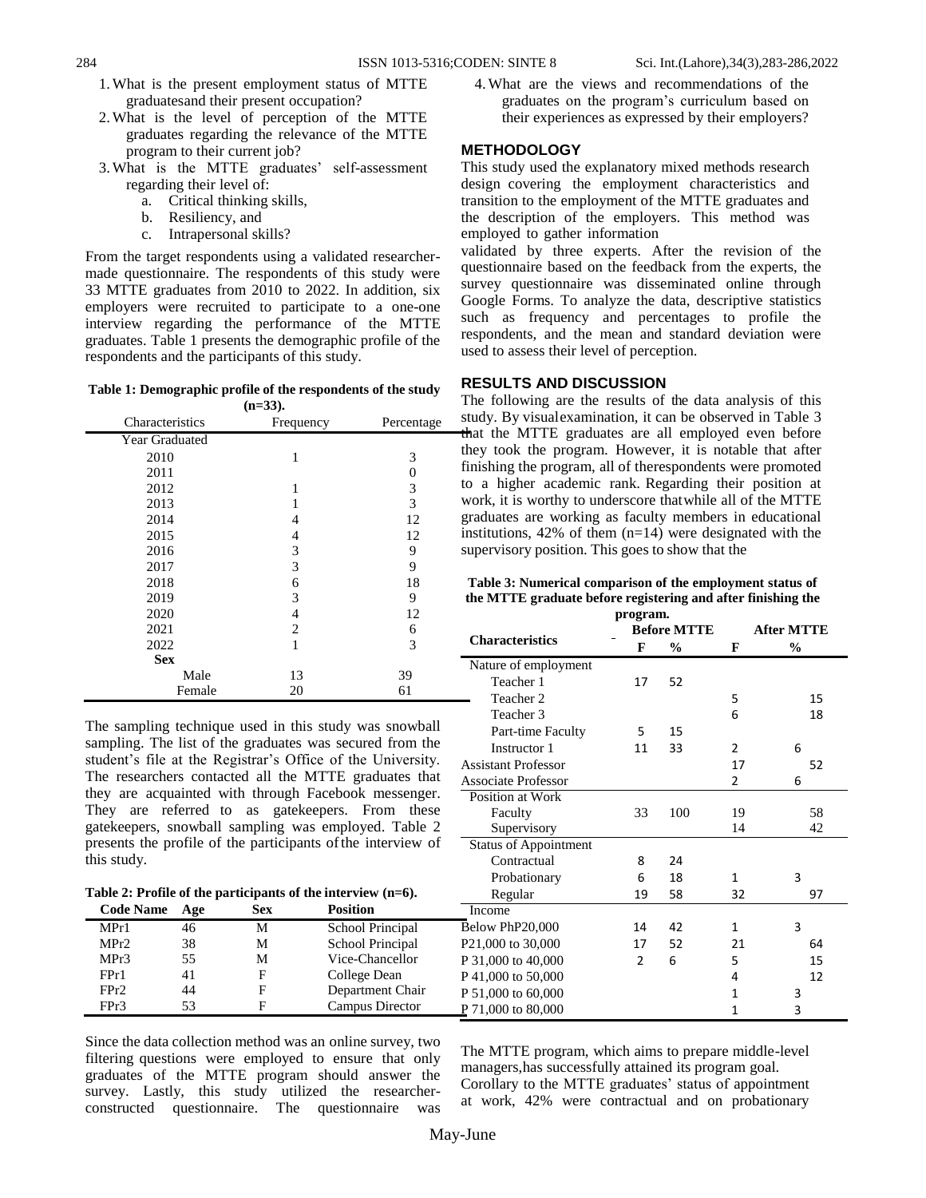1. What is the present employment status of MTTE graduatesand their present occupation?
2. What is the level of perception of the MTTE graduates regarding the relevance of the MTTE program to their current job?
3. What is the MTTE graduates' self-assessment regarding their level of:
   a. Critical thinking skills,
   b. Resiliency, and
   c. Intrapersonal skills?
4. What are the views and recommendations of the graduates on the program's curriculum based on their experiences as expressed by their employers?

## METHODOLOGY

This study used the explanatory mixed methods research design covering the employment characteristics and transition to the employment of the MTTE graduates and the description of the employers. This method was employed to gather information

From the target respondents using a validated researcher-made questionnaire. The respondents of this study were 33 MTTE graduates from 2010 to 2022. In addition, six employers were recruited to participate to a one-one interview regarding the performance of the MTTE graduates. Table 1 presents the demographic profile of the respondents and the participants of this study.

**Table 1: Demographic profile of the respondents of the study (n=33).**

| Characteristics | Frequency | Percentage |
|---|---|---|
| Year Graduated | | |
| 2010 | 1 | 3 |
| 2011 | | 0 |
| 2012 | 1 | 3 |
| 2013 | 1 | 3 |
| 2014 | 4 | 12 |
| 2015 | 4 | 12 |
| 2016 | 3 | 9 |
| 2017 | 3 | 9 |
| 2018 | 6 | 18 |
| 2019 | 3 | 9 |
| 2020 | 4 | 12 |
| 2021 | 2 | 6 |
| 2022 | 1 | 3 |
| **Sex** | | |
| Male | 13 | 39 |
| Female | 20 | 61 |

The sampling technique used in this study was snowball sampling. The list of the graduates was secured from the student's file at the Registrar's Office of the University. The researchers contacted all the MTTE graduates that they are acquainted with through Facebook messenger. They are referred to as gatekeepers. From these gatekeepers, snowball sampling was employed. Table 2 presents the profile of the participants ofthe interview of this study.

**Table 2: Profile of the participants of the interview (n=6).**

| Code Name | Age | Sex | Position |
|---|---|---|---|
| MPr1 | 46 | M | School Principal |
| MPr2 | 38 | M | School Principal |
| MPr3 | 55 | M | Vice-Chancellor |
| FPr1 | 41 | F | College Dean |
| FPr2 | 44 | F | Department Chair |
| FPr3 | 53 | F | Campus Director |

Since the data collection method was an online survey, two filtering questions were employed to ensure that only graduates of the MTTE program should answer the survey. Lastly, this study utilized the researcher-constructed questionnaire. The questionnaire was validated by three experts. After the revision of the questionnaire based on the feedback from the experts, the survey questionnaire was disseminated online through Google Forms. To analyze the data, descriptive statistics such as frequency and percentages to profile the respondents, and the mean and standard deviation were used to assess their level of perception.

## RESULTS AND DISCUSSION

The following are the results of the data analysis of this study. By visualexamination, it can be observed in Table 3 that the MTTE graduates are all employed even before they took the program. However, it is notable that after finishing the program, all of therespondents were promoted to a higher academic rank. Regarding their position at work, it is worthy to underscore thatwhile all of the MTTE graduates are working as faculty members in educational institutions, 42% of them (n=14) were designated with the supervisory position. This goes to show that the

**Table 3: Numerical comparison of the employment status of the MTTE graduate before registering and after finishing the program.**

| Characteristics | Before MTTE | | After MTTE | |
|---|---|---|---|---|
| | F | % | F | % |
| Nature of employment | | | | |
| Teacher 1 | 17 | 52 | | |
| Teacher 2 | | | 5 | 15 |
| Teacher 3 | | | 6 | 18 |
| Part-time Faculty | 5 | 15 | | |
| Instructor 1 | 11 | 33 | 2 | 6 |
| Assistant Professor | | | 17 | 52 |
| Associate Professor | | | 2 | 6 |
| Position at Work | | | | |
| Faculty | 33 | 100 | 19 | 58 |
| Supervisory | | | 14 | 42 |
| Status of Appointment | | | | |
| Contractual | 8 | 24 | | |
| Probationary | 6 | 18 | 1 | 3 |
| Regular | 19 | 58 | 32 | 97 |
| Income | | | | |
| Below PhP20,000 | 14 | 42 | 1 | 3 |
| P21,000 to 30,000 | 17 | 52 | 21 | 64 |
| P 31,000 to 40,000 | 2 | 6 | 5 | 15 |
| P 41,000 to 50,000 | | | 4 | 12 |
| P 51,000 to 60,000 | | | 1 | 3 |
| P 71,000 to 80,000 | | | 1 | 3 |

The MTTE program, which aims to prepare middle-level managers,has successfully attained its program goal. Corollary to the MTTE graduates' status of appointment at work, 42% were contractual and on probationary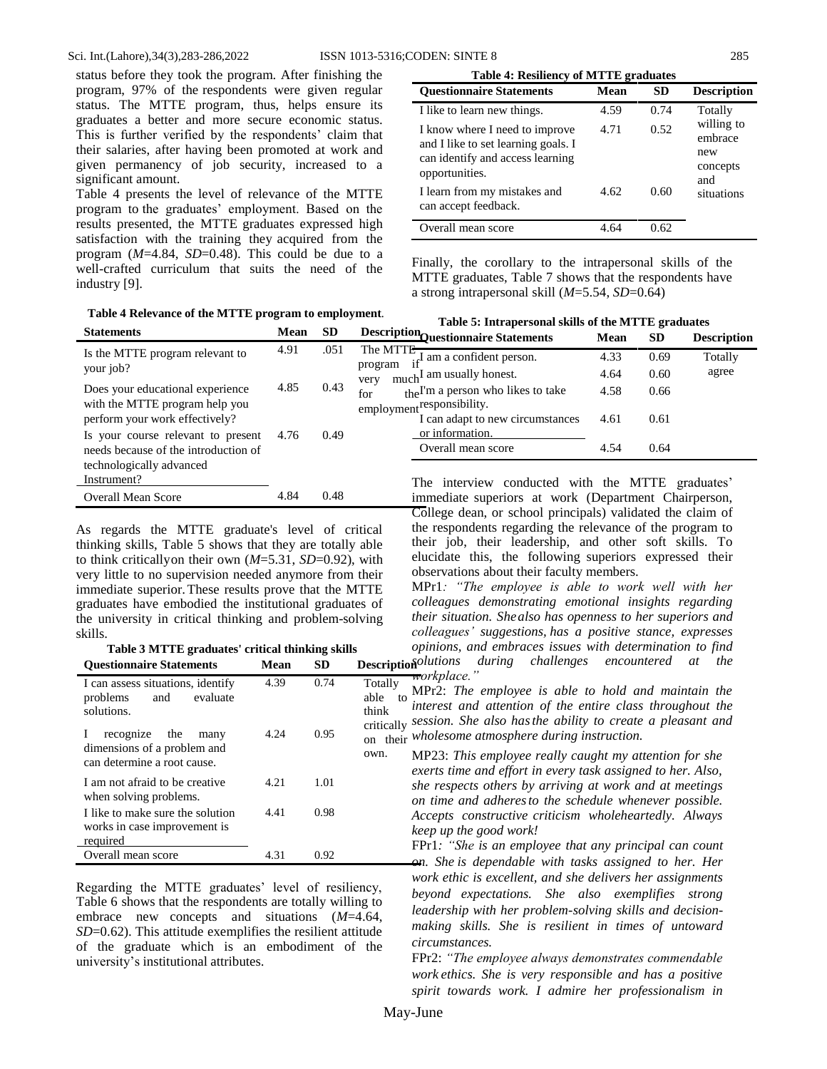status before they took the program. After finishing the program, 97% of the respondents were given regular status. The MTTE program, thus, helps ensure its graduates a better and more secure economic status. This is further verified by the respondents' claim that their salaries, after having been promoted at work and given permanency of job security, increased to a significant amount.

Table 4 presents the level of relevance of the MTTE program to the graduates' employment. Based on the results presented, the MTTE graduates expressed high satisfaction with the training they acquired from the program (*M*=4.84, *SD*=0.48). This could be due to a well-crafted curriculum that suits the need of the industry [9].

**Table 4 Relevance of the MTTE program to employment**.

| Statements | Mean | SD | Description |
|---|---|---|---|
| Is the MTTE program relevant to your job? | 4.91 | .051 | The MTTE program if very much for the employment |
| Does your educational experience with the MTTE program help you perform your work effectively? | 4.85 | 0.43 | |
| Is your course relevant to present needs because of the introduction of technologically advanced Instrument? | 4.76 | 0.49 | |
| Overall Mean Score | 4.84 | 0.48 | |

As regards the MTTE graduate's level of critical thinking skills, Table 5 shows that they are totally able to think criticallyon their own (*M*=5.31, *SD*=0.92), with very little to no supervision needed anymore from their immediate superior. These results prove that the MTTE graduates have embodied the institutional graduates of the university in critical thinking and problem-solving skills.

**Table 3 MTTE graduates' critical thinking skills**

| Questionnaire Statements | Mean | SD | Description |
|---|---|---|---|
| I can assess situations, identify problems and evaluate solutions. | 4.39 | 0.74 | Totally able to think critically on their own. |
| I recognize the many dimensions of a problem and can determine a root cause. | 4.24 | 0.95 | |
| I am not afraid to be creative when solving problems. | 4.21 | 1.01 | |
| I like to make sure the solution works in case improvement is required | 4.41 | 0.98 | |
| Overall mean score | 4.31 | 0.92 | |

Regarding the MTTE graduates' level of resiliency, Table 6 shows that the respondents are totally willing to embrace new concepts and situations (*M*=4.64, *SD*=0.62). This attitude exemplifies the resilient attitude of the graduate which is an embodiment of the university's institutional attributes.

**Table 4: Resiliency of MTTE graduates**

| Questionnaire Statements | Mean | SD | Description |
|---|---|---|---|
| I like to learn new things. | 4.59 | 0.74 | Totally willing to embrace new concepts and situations |
| I know where I need to improve and I like to set learning goals. I can identify and access learning opportunities. | 4.71 | 0.52 | |
| I learn from my mistakes and can accept feedback. | 4.62 | 0.60 | |
| Overall mean score | 4.64 | 0.62 | |

Finally, the corollary to the intrapersonal skills of the MTTE graduates, Table 7 shows that the respondents have a strong intrapersonal skill (*M*=5.54, *SD*=0.64)

**Table 5: Intrapersonal skills of the MTTE graduates**

| Questionnaire Statements | Mean | SD | Description |
|---|---|---|---|
| I am a confident person. | 4.33 | 0.69 | Totally agree |
| I am usually honest. | 4.64 | 0.60 | |
| I'm a person who likes to take responsibility. | 4.58 | 0.66 | |
| I can adapt to new circumstances or information. | 4.61 | 0.61 | |
| Overall mean score | 4.54 | 0.64 | |

The interview conducted with the MTTE graduates' immediate superiors at work (Department Chairperson, College dean, or school principals) validated the claim of the respondents regarding the relevance of the program to their job, their leadership, and other soft skills. To elucidate this, the following superiors expressed their observations about their faculty members.

MPr1*: "The employee is able to work well with her colleagues demonstrating emotional insights regarding their situation. She also has openness to her superiors and colleagues' suggestions, has a positive stance, expresses opinions, and embraces issues with determination to find solutions during challenges encountered at the workplace."*

MPr2: *The employee is able to hold and maintain the interest and attention of the entire class throughout the session. She also has the ability to create a pleasant and wholesome atmosphere during instruction.*

MP23: *This employee really caught my attention for she exerts time and effort in every task assigned to her. Also, she respects others by arriving at work and at meetings on time and adheres to the schedule whenever possible. Accepts constructive criticism wholeheartedly. Always keep up the good work!*

FPr1*: "She is an employee that any principal can count on. She is dependable with tasks assigned to her. Her work ethic is excellent, and she delivers her assignments beyond expectations. She also exemplifies strong leadership with her problem-solving skills and decision-making skills. She is resilient in times of untoward circumstances.*

FPr2: *"The employee always demonstrates commendable work ethics. She is very responsible and has a positive spirit towards work. I admire her professionalism in*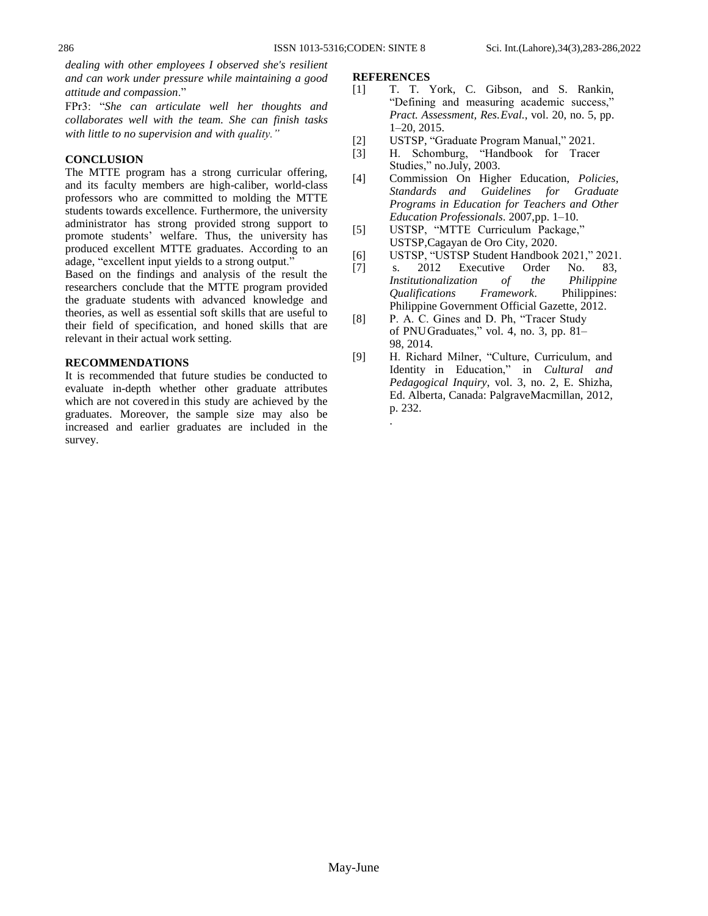*dealing with other employees I observed she's resilient and can work under pressure while maintaining a good attitude and compassion*."

FPr3: "*She can articulate well her thoughts and collaborates well with the team. She can finish tasks with little to no supervision and with quality.*"

## CONCLUSION

The MTTE program has a strong curricular offering, and its faculty members are high-caliber, world-class professors who are committed to molding the MTTE students towards excellence. Furthermore, the university administrator has strong provided strong support to promote students' welfare. Thus, the university has produced excellent MTTE graduates. According to an adage, "excellent input yields to a strong output."

Based on the findings and analysis of the result the researchers conclude that the MTTE program provided the graduate students with advanced knowledge and theories, as well as essential soft skills that are useful to their field of specification, and honed skills that are relevant in their actual work setting.

## RECOMMENDATIONS

It is recommended that future studies be conducted to evaluate in-depth whether other graduate attributes which are not covered in this study are achieved by the graduates. Moreover, the sample size may also be increased and earlier graduates are included in the survey.

## REFERENCES

[1] T. T. York, C. Gibson, and S. Rankin, "Defining and measuring academic success," *Pract. Assessment, Res.Eval.*, vol. 20, no. 5, pp. 1–20, 2015.

[2] USTSP, "Graduate Program Manual," 2021.

[3] H. Schomburg, "Handbook for Tracer Studies," no.July, 2003.

[4] Commission On Higher Education, *Policies, Standards and Guidelines for Graduate Programs in Education for Teachers and Other Education Professionals*. 2007,pp. 1–10.

[5] USTSP, "MTTE Curriculum Package," USTSP,Cagayan de Oro City, 2020.

[6] USTSP, "USTSP Student Handbook 2021," 2021.

[7] s. 2012 Executive Order No. 83, *Institutionalization of the Philippine Qualifications Framework*. Philippines: Philippine Government Official Gazette, 2012.

[8] P. A. C. Gines and D. Ph, "Tracer Study of PNU Graduates," vol. 4, no. 3, pp. 81–98, 2014.

[9] H. Richard Milner, "Culture, Curriculum, and Identity in Education," in *Cultural and Pedagogical Inquiry*, vol. 3, no. 2, E. Shizha, Ed. Alberta, Canada: PalgraveMacmillan, 2012, p. 232.